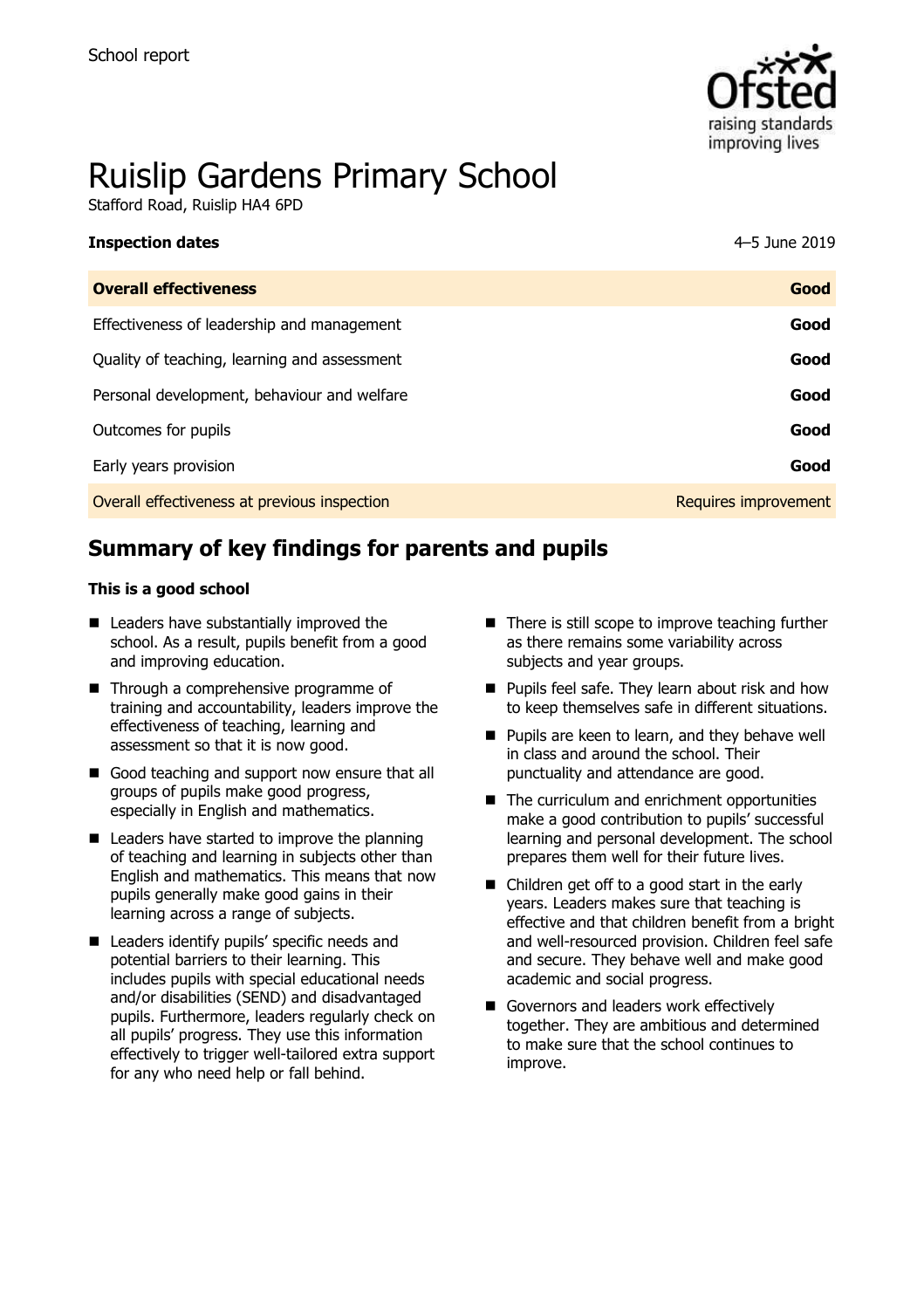School report

# Ruislip Gardens Primary School

Stafford Road, Ruislip HA4 6PD

| Inspection dates | 4–5 June 2019 |
| --- | --- |
| **Overall effectiveness** | **Good** |
| Effectiveness of leadership and management | **Good** |
| Quality of teaching, learning and assessment | **Good** |
| Personal development, behaviour and welfare | **Good** |
| Outcomes for pupils | **Good** |
| Early years provision | **Good** |
| Overall effectiveness at previous inspection | Requires improvement |

## Summary of key findings for parents and pupils

**This is a good school**

- Leaders have substantially improved the school. As a result, pupils benefit from a good and improving education.
- Through a comprehensive programme of training and accountability, leaders improve the effectiveness of teaching, learning and assessment so that it is now good.
- Good teaching and support now ensure that all groups of pupils make good progress, especially in English and mathematics.
- Leaders have started to improve the planning of teaching and learning in subjects other than English and mathematics. This means that now pupils generally make good gains in their learning across a range of subjects.
- Leaders identify pupils' specific needs and potential barriers to their learning. This includes pupils with special educational needs and/or disabilities (SEND) and disadvantaged pupils. Furthermore, leaders regularly check on all pupils' progress. They use this information effectively to trigger well-tailored extra support for any who need help or fall behind.
- There is still scope to improve teaching further as there remains some variability across subjects and year groups.
- Pupils feel safe. They learn about risk and how to keep themselves safe in different situations.
- Pupils are keen to learn, and they behave well in class and around the school. Their punctuality and attendance are good.
- The curriculum and enrichment opportunities make a good contribution to pupils' successful learning and personal development. The school prepares them well for their future lives.
- Children get off to a good start in the early years. Leaders makes sure that teaching is effective and that children benefit from a bright and well-resourced provision. Children feel safe and secure. They behave well and make good academic and social progress.
- Governors and leaders work effectively together. They are ambitious and determined to make sure that the school continues to improve.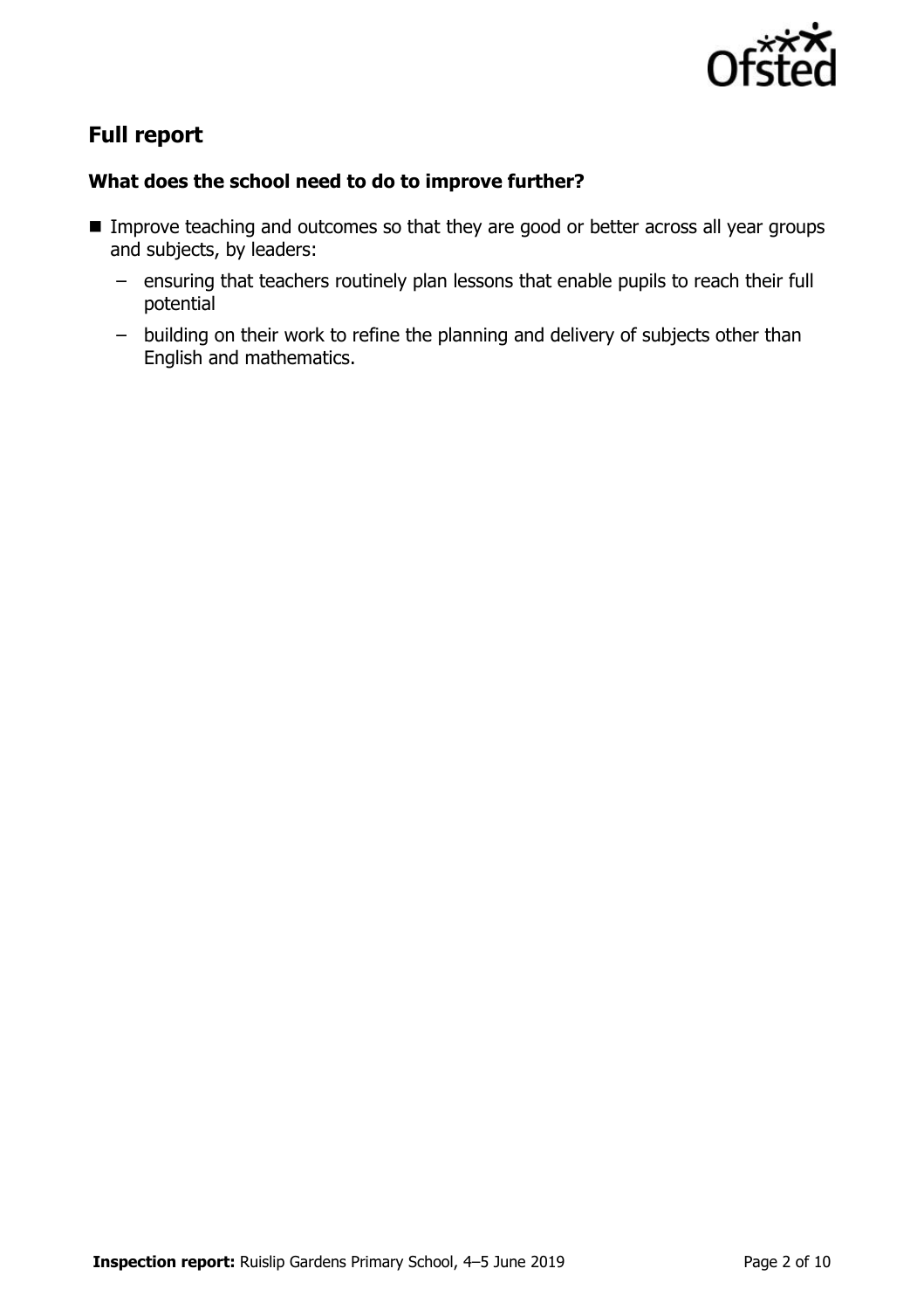## Full report

### What does the school need to do to improve further?

- Improve teaching and outcomes so that they are good or better across all year groups and subjects, by leaders:
  - ensuring that teachers routinely plan lessons that enable pupils to reach their full potential
  - building on their work to refine the planning and delivery of subjects other than English and mathematics.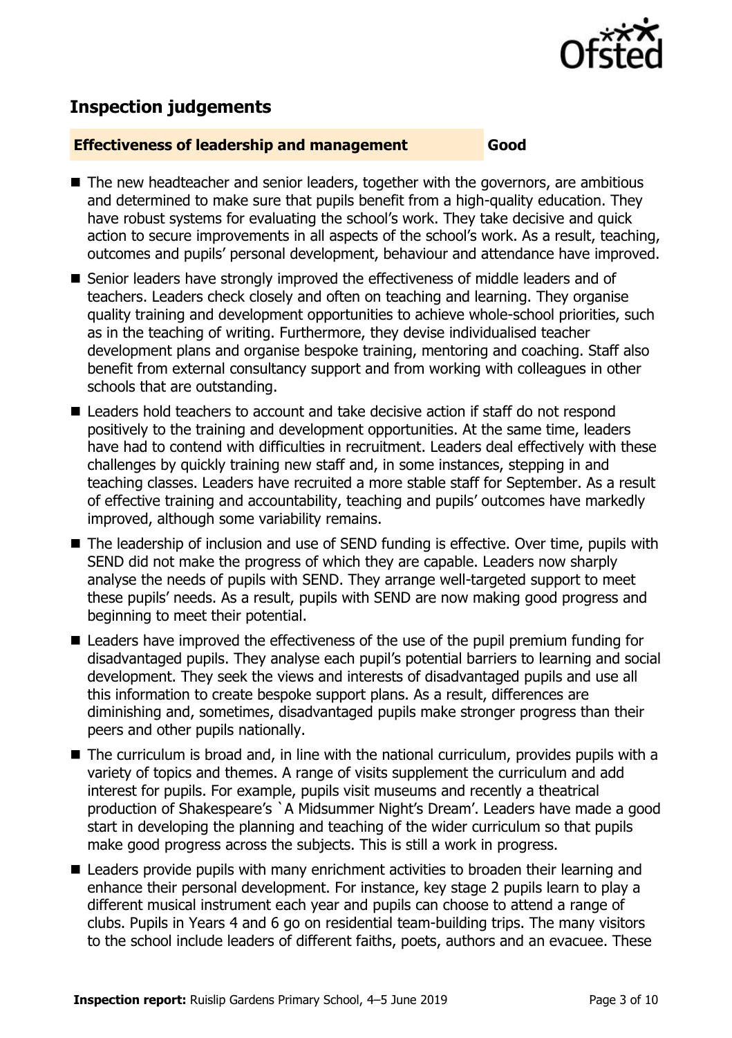## Inspection judgements

| **Effectiveness of leadership and management** | **Good** |
| --- | --- |

- The new headteacher and senior leaders, together with the governors, are ambitious and determined to make sure that pupils benefit from a high-quality education. They have robust systems for evaluating the school's work. They take decisive and quick action to secure improvements in all aspects of the school's work. As a result, teaching, outcomes and pupils' personal development, behaviour and attendance have improved.
- Senior leaders have strongly improved the effectiveness of middle leaders and of teachers. Leaders check closely and often on teaching and learning. They organise quality training and development opportunities to achieve whole-school priorities, such as in the teaching of writing. Furthermore, they devise individualised teacher development plans and organise bespoke training, mentoring and coaching. Staff also benefit from external consultancy support and from working with colleagues in other schools that are outstanding.
- Leaders hold teachers to account and take decisive action if staff do not respond positively to the training and development opportunities. At the same time, leaders have had to contend with difficulties in recruitment. Leaders deal effectively with these challenges by quickly training new staff and, in some instances, stepping in and teaching classes. Leaders have recruited a more stable staff for September. As a result of effective training and accountability, teaching and pupils' outcomes have markedly improved, although some variability remains.
- The leadership of inclusion and use of SEND funding is effective. Over time, pupils with SEND did not make the progress of which they are capable. Leaders now sharply analyse the needs of pupils with SEND. They arrange well-targeted support to meet these pupils' needs. As a result, pupils with SEND are now making good progress and beginning to meet their potential.
- Leaders have improved the effectiveness of the use of the pupil premium funding for disadvantaged pupils. They analyse each pupil's potential barriers to learning and social development. They seek the views and interests of disadvantaged pupils and use all this information to create bespoke support plans. As a result, differences are diminishing and, sometimes, disadvantaged pupils make stronger progress than their peers and other pupils nationally.
- The curriculum is broad and, in line with the national curriculum, provides pupils with a variety of topics and themes. A range of visits supplement the curriculum and add interest for pupils. For example, pupils visit museums and recently a theatrical production of Shakespeare's `A Midsummer Night's Dream'. Leaders have made a good start in developing the planning and teaching of the wider curriculum so that pupils make good progress across the subjects. This is still a work in progress.
- Leaders provide pupils with many enrichment activities to broaden their learning and enhance their personal development. For instance, key stage 2 pupils learn to play a different musical instrument each year and pupils can choose to attend a range of clubs. Pupils in Years 4 and 6 go on residential team-building trips. The many visitors to the school include leaders of different faiths, poets, authors and an evacuee. These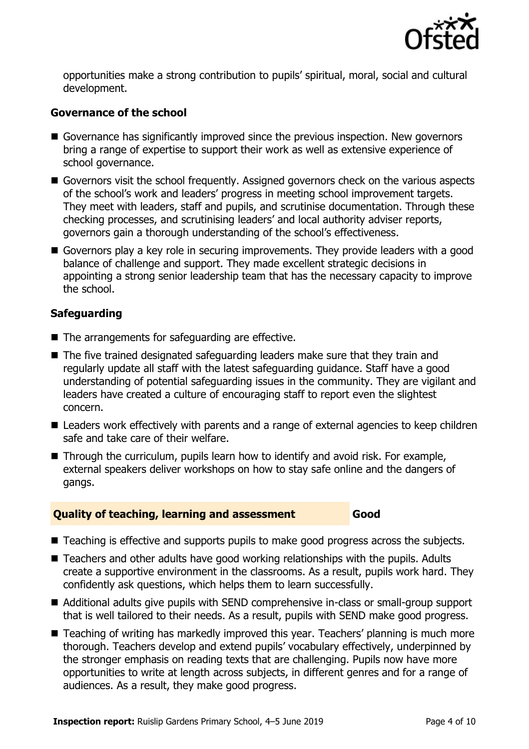opportunities make a strong contribution to pupils' spiritual, moral, social and cultural development.

### Governance of the school

- Governance has significantly improved since the previous inspection. New governors bring a range of expertise to support their work as well as extensive experience of school governance.
- Governors visit the school frequently. Assigned governors check on the various aspects of the school's work and leaders' progress in meeting school improvement targets. They meet with leaders, staff and pupils, and scrutinise documentation. Through these checking processes, and scrutinising leaders' and local authority adviser reports, governors gain a thorough understanding of the school's effectiveness.
- Governors play a key role in securing improvements. They provide leaders with a good balance of challenge and support. They made excellent strategic decisions in appointing a strong senior leadership team that has the necessary capacity to improve the school.

### Safeguarding

- The arrangements for safeguarding are effective.
- The five trained designated safeguarding leaders make sure that they train and regularly update all staff with the latest safeguarding guidance. Staff have a good understanding of potential safeguarding issues in the community. They are vigilant and leaders have created a culture of encouraging staff to report even the slightest concern.
- Leaders work effectively with parents and a range of external agencies to keep children safe and take care of their welfare.
- Through the curriculum, pupils learn how to identify and avoid risk. For example, external speakers deliver workshops on how to stay safe online and the dangers of gangs.

## Quality of teaching, learning and assessment — Good

- Teaching is effective and supports pupils to make good progress across the subjects.
- Teachers and other adults have good working relationships with the pupils. Adults create a supportive environment in the classrooms. As a result, pupils work hard. They confidently ask questions, which helps them to learn successfully.
- Additional adults give pupils with SEND comprehensive in-class or small-group support that is well tailored to their needs. As a result, pupils with SEND make good progress.
- Teaching of writing has markedly improved this year. Teachers' planning is much more thorough. Teachers develop and extend pupils' vocabulary effectively, underpinned by the stronger emphasis on reading texts that are challenging. Pupils now have more opportunities to write at length across subjects, in different genres and for a range of audiences. As a result, they make good progress.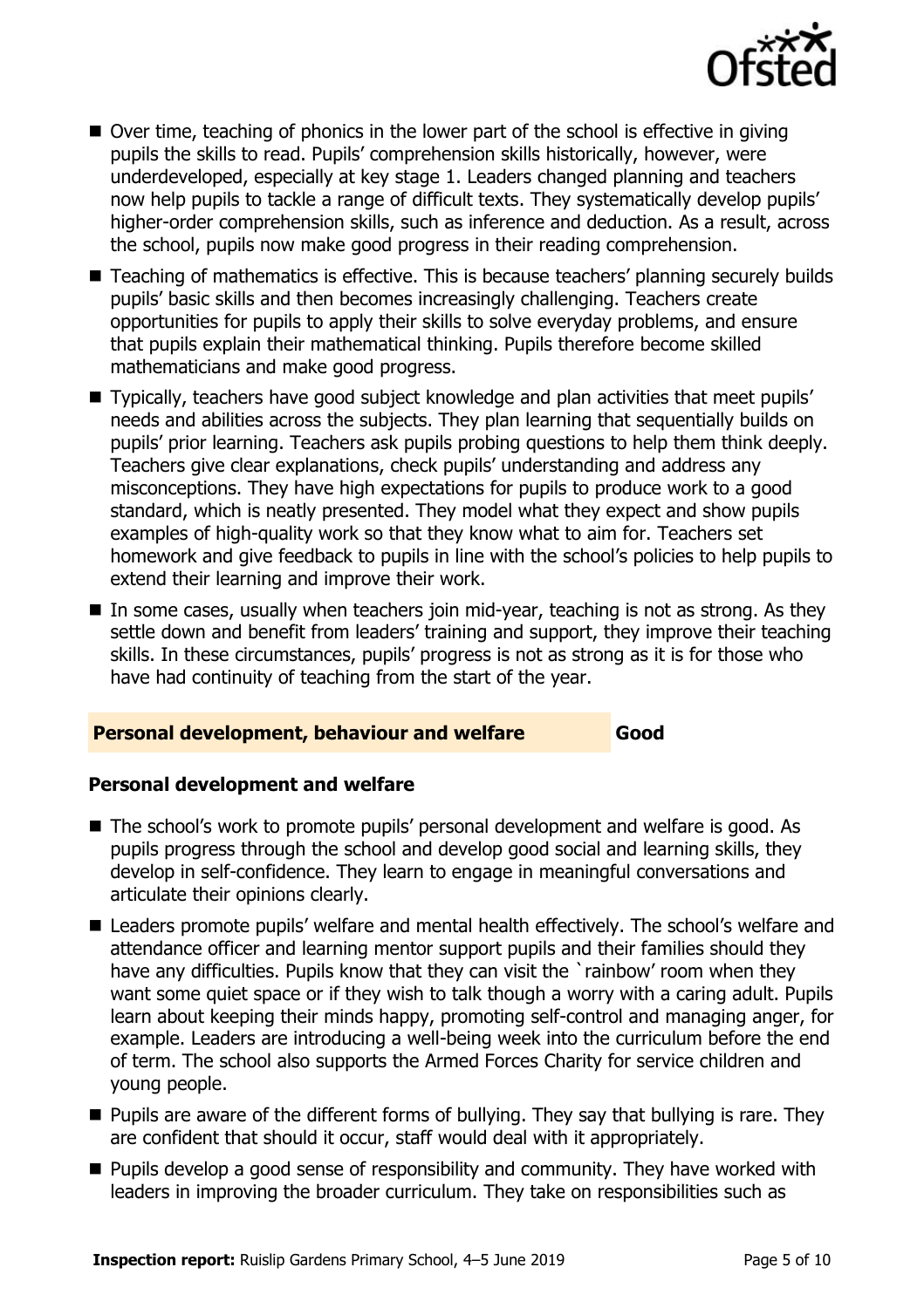- Over time, teaching of phonics in the lower part of the school is effective in giving pupils the skills to read. Pupils' comprehension skills historically, however, were underdeveloped, especially at key stage 1. Leaders changed planning and teachers now help pupils to tackle a range of difficult texts. They systematically develop pupils' higher-order comprehension skills, such as inference and deduction. As a result, across the school, pupils now make good progress in their reading comprehension.
- Teaching of mathematics is effective. This is because teachers' planning securely builds pupils' basic skills and then becomes increasingly challenging. Teachers create opportunities for pupils to apply their skills to solve everyday problems, and ensure that pupils explain their mathematical thinking. Pupils therefore become skilled mathematicians and make good progress.
- Typically, teachers have good subject knowledge and plan activities that meet pupils' needs and abilities across the subjects. They plan learning that sequentially builds on pupils' prior learning. Teachers ask pupils probing questions to help them think deeply. Teachers give clear explanations, check pupils' understanding and address any misconceptions. They have high expectations for pupils to produce work to a good standard, which is neatly presented. They model what they expect and show pupils examples of high-quality work so that they know what to aim for. Teachers set homework and give feedback to pupils in line with the school's policies to help pupils to extend their learning and improve their work.
- In some cases, usually when teachers join mid-year, teaching is not as strong. As they settle down and benefit from leaders' training and support, they improve their teaching skills. In these circumstances, pupils' progress is not as strong as it is for those who have had continuity of teaching from the start of the year.

## Personal development, behaviour and welfare — Good

### Personal development and welfare

- The school's work to promote pupils' personal development and welfare is good. As pupils progress through the school and develop good social and learning skills, they develop in self-confidence. They learn to engage in meaningful conversations and articulate their opinions clearly.
- Leaders promote pupils' welfare and mental health effectively. The school's welfare and attendance officer and learning mentor support pupils and their families should they have any difficulties. Pupils know that they can visit the `rainbow' room when they want some quiet space or if they wish to talk though a worry with a caring adult. Pupils learn about keeping their minds happy, promoting self-control and managing anger, for example. Leaders are introducing a well-being week into the curriculum before the end of term. The school also supports the Armed Forces Charity for service children and young people.
- Pupils are aware of the different forms of bullying. They say that bullying is rare. They are confident that should it occur, staff would deal with it appropriately.
- Pupils develop a good sense of responsibility and community. They have worked with leaders in improving the broader curriculum. They take on responsibilities such as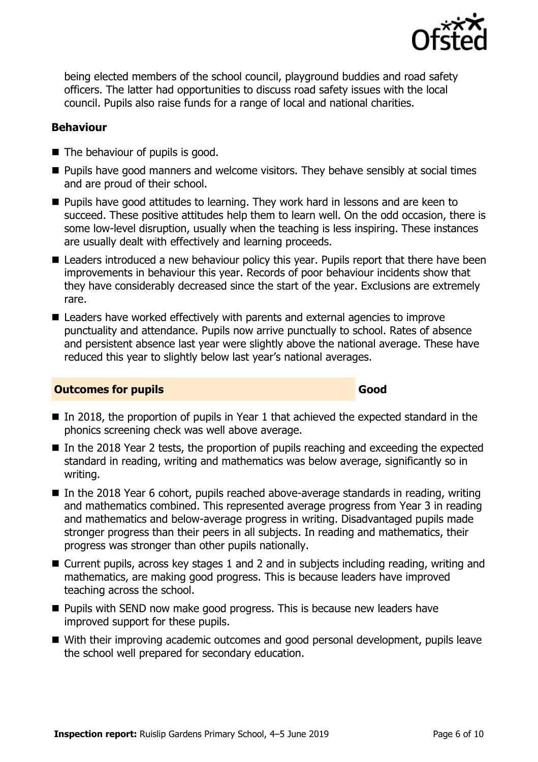being elected members of the school council, playground buddies and road safety officers. The latter had opportunities to discuss road safety issues with the local council. Pupils also raise funds for a range of local and national charities.

### Behaviour

- The behaviour of pupils is good.
- Pupils have good manners and welcome visitors. They behave sensibly at social times and are proud of their school.
- Pupils have good attitudes to learning. They work hard in lessons and are keen to succeed. These positive attitudes help them to learn well. On the odd occasion, there is some low-level disruption, usually when the teaching is less inspiring. These instances are usually dealt with effectively and learning proceeds.
- Leaders introduced a new behaviour policy this year. Pupils report that there have been improvements in behaviour this year. Records of poor behaviour incidents show that they have considerably decreased since the start of the year. Exclusions are extremely rare.
- Leaders have worked effectively with parents and external agencies to improve punctuality and attendance. Pupils now arrive punctually to school. Rates of absence and persistent absence last year were slightly above the national average. These have reduced this year to slightly below last year's national averages.

## Outcomes for pupils — Good

- In 2018, the proportion of pupils in Year 1 that achieved the expected standard in the phonics screening check was well above average.
- In the 2018 Year 2 tests, the proportion of pupils reaching and exceeding the expected standard in reading, writing and mathematics was below average, significantly so in writing.
- In the 2018 Year 6 cohort, pupils reached above-average standards in reading, writing and mathematics combined. This represented average progress from Year 3 in reading and mathematics and below-average progress in writing. Disadvantaged pupils made stronger progress than their peers in all subjects. In reading and mathematics, their progress was stronger than other pupils nationally.
- Current pupils, across key stages 1 and 2 and in subjects including reading, writing and mathematics, are making good progress. This is because leaders have improved teaching across the school.
- Pupils with SEND now make good progress. This is because new leaders have improved support for these pupils.
- With their improving academic outcomes and good personal development, pupils leave the school well prepared for secondary education.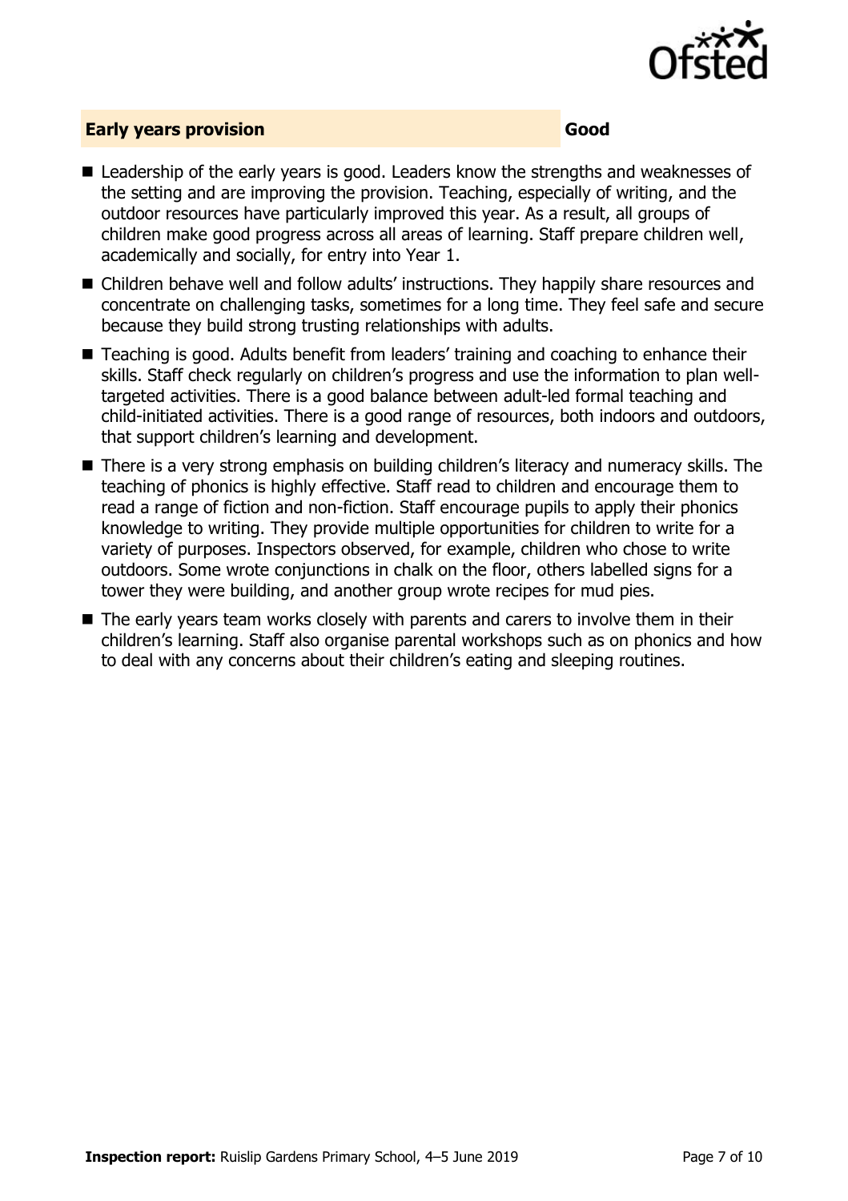## Early years provision — Good

- Leadership of the early years is good. Leaders know the strengths and weaknesses of the setting and are improving the provision. Teaching, especially of writing, and the outdoor resources have particularly improved this year. As a result, all groups of children make good progress across all areas of learning. Staff prepare children well, academically and socially, for entry into Year 1.
- Children behave well and follow adults' instructions. They happily share resources and concentrate on challenging tasks, sometimes for a long time. They feel safe and secure because they build strong trusting relationships with adults.
- Teaching is good. Adults benefit from leaders' training and coaching to enhance their skills. Staff check regularly on children's progress and use the information to plan well-targeted activities. There is a good balance between adult-led formal teaching and child-initiated activities. There is a good range of resources, both indoors and outdoors, that support children's learning and development.
- There is a very strong emphasis on building children's literacy and numeracy skills. The teaching of phonics is highly effective. Staff read to children and encourage them to read a range of fiction and non-fiction. Staff encourage pupils to apply their phonics knowledge to writing. They provide multiple opportunities for children to write for a variety of purposes. Inspectors observed, for example, children who chose to write outdoors. Some wrote conjunctions in chalk on the floor, others labelled signs for a tower they were building, and another group wrote recipes for mud pies.
- The early years team works closely with parents and carers to involve them in their children's learning. Staff also organise parental workshops such as on phonics and how to deal with any concerns about their children's eating and sleeping routines.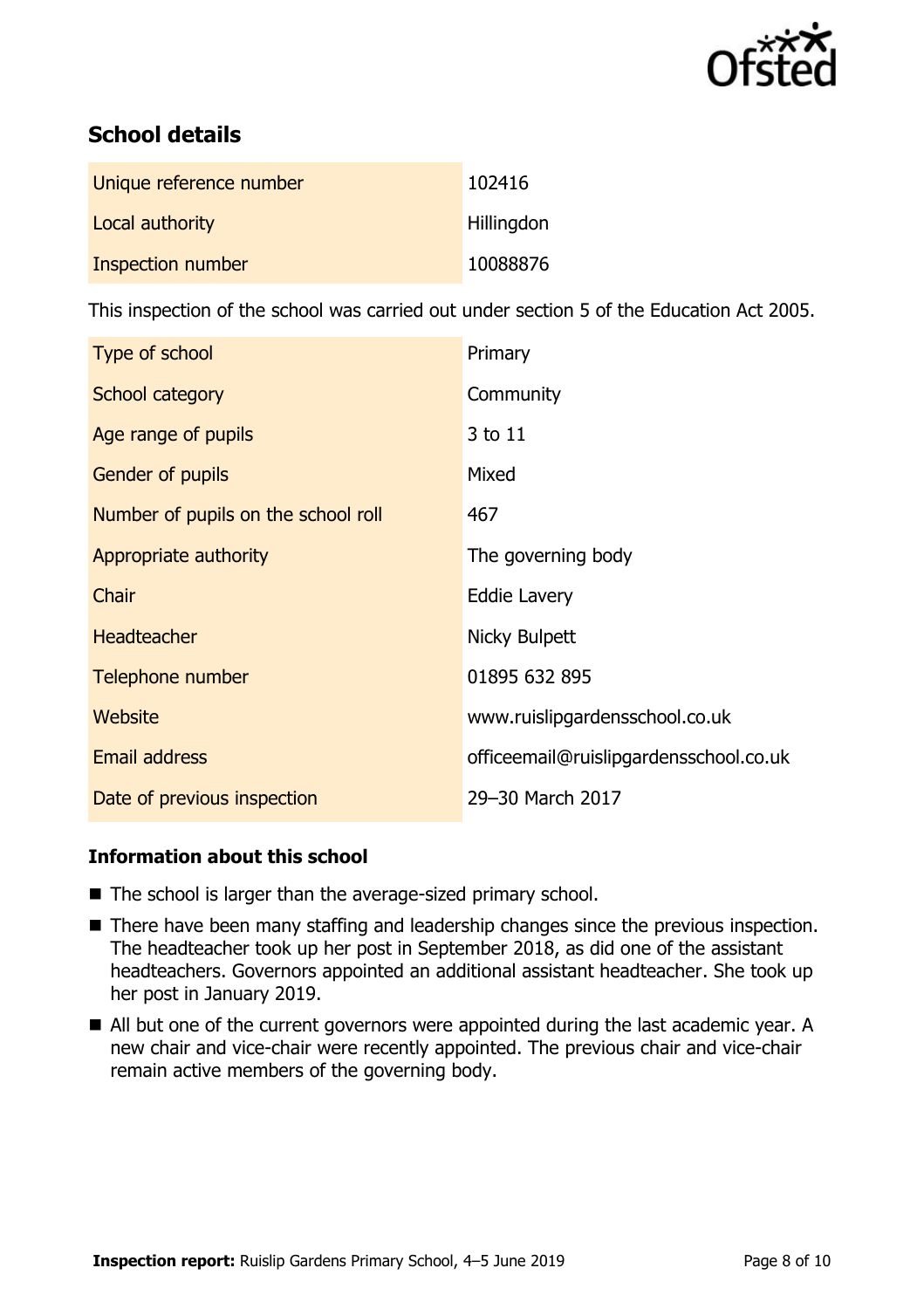## School details

| | |
|---|---|
| Unique reference number | 102416 |
| Local authority | Hillingdon |
| Inspection number | 10088876 |

This inspection of the school was carried out under section 5 of the Education Act 2005.

| | |
|---|---|
| Type of school | Primary |
| School category | Community |
| Age range of pupils | 3 to 11 |
| Gender of pupils | Mixed |
| Number of pupils on the school roll | 467 |
| Appropriate authority | The governing body |
| Chair | Eddie Lavery |
| Headteacher | Nicky Bulpett |
| Telephone number | 01895 632 895 |
| Website | www.ruislipgardensschool.co.uk |
| Email address | officeemail@ruislipgardensschool.co.uk |
| Date of previous inspection | 29–30 March 2017 |

### Information about this school

- The school is larger than the average-sized primary school.
- There have been many staffing and leadership changes since the previous inspection. The headteacher took up her post in September 2018, as did one of the assistant headteachers. Governors appointed an additional assistant headteacher. She took up her post in January 2019.
- All but one of the current governors were appointed during the last academic year. A new chair and vice-chair were recently appointed. The previous chair and vice-chair remain active members of the governing body.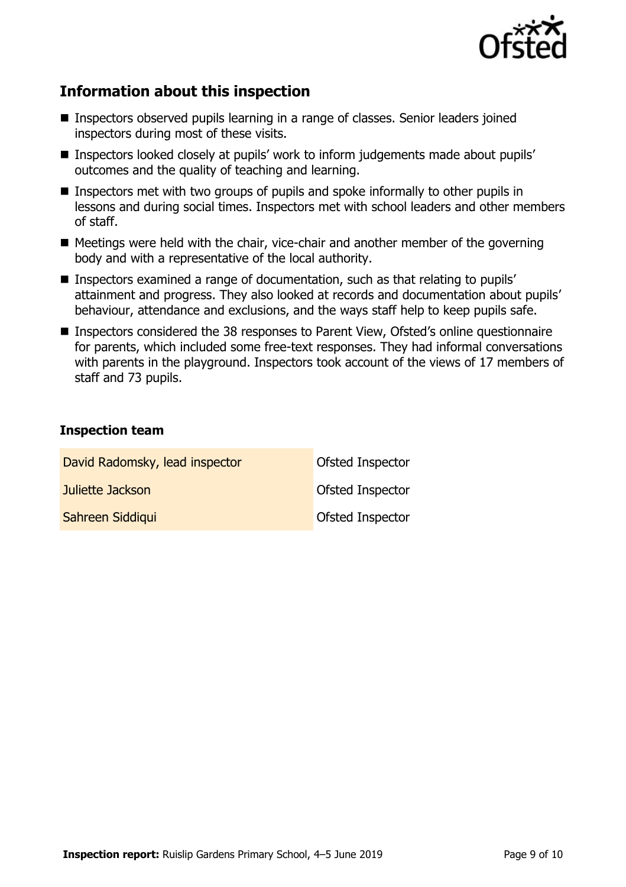## Information about this inspection

- Inspectors observed pupils learning in a range of classes. Senior leaders joined inspectors during most of these visits.
- Inspectors looked closely at pupils' work to inform judgements made about pupils' outcomes and the quality of teaching and learning.
- Inspectors met with two groups of pupils and spoke informally to other pupils in lessons and during social times. Inspectors met with school leaders and other members of staff.
- Meetings were held with the chair, vice-chair and another member of the governing body and with a representative of the local authority.
- Inspectors examined a range of documentation, such as that relating to pupils' attainment and progress. They also looked at records and documentation about pupils' behaviour, attendance and exclusions, and the ways staff help to keep pupils safe.
- Inspectors considered the 38 responses to Parent View, Ofsted's online questionnaire for parents, which included some free-text responses. They had informal conversations with parents in the playground. Inspectors took account of the views of 17 members of staff and 73 pupils.

### Inspection team

| | |
|---|---|
| David Radomsky, lead inspector | Ofsted Inspector |
| Juliette Jackson | Ofsted Inspector |
| Sahreen Siddiqui | Ofsted Inspector |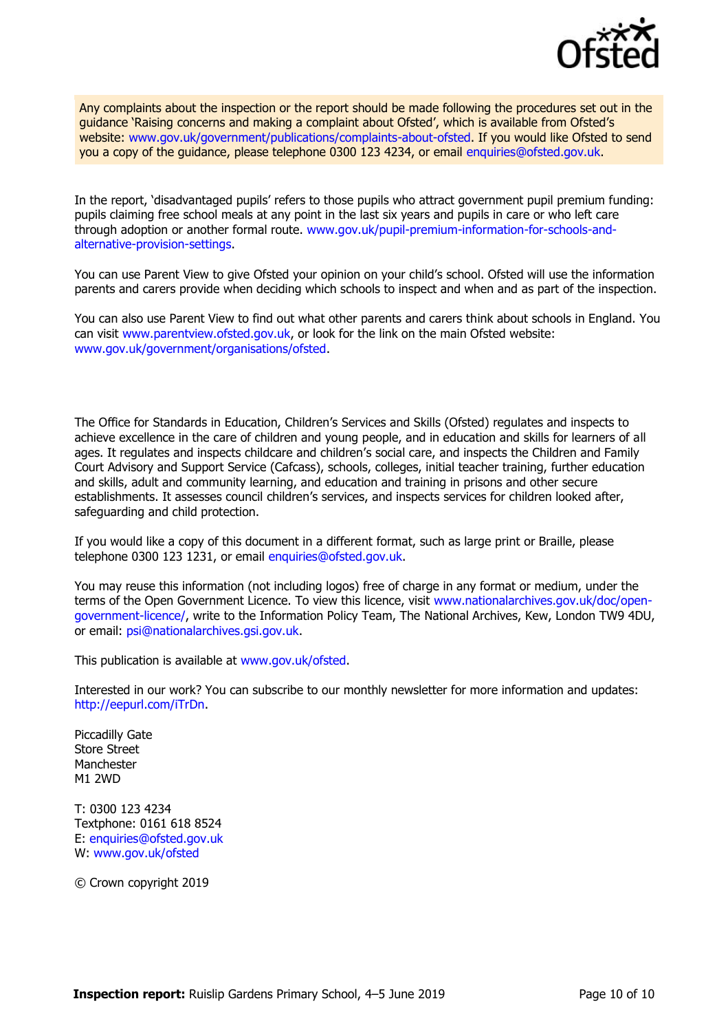Any complaints about the inspection or the report should be made following the procedures set out in the guidance 'Raising concerns and making a complaint about Ofsted', which is available from Ofsted's website: www.gov.uk/government/publications/complaints-about-ofsted. If you would like Ofsted to send you a copy of the guidance, please telephone 0300 123 4234, or email enquiries@ofsted.gov.uk.

In the report, 'disadvantaged pupils' refers to those pupils who attract government pupil premium funding: pupils claiming free school meals at any point in the last six years and pupils in care or who left care through adoption or another formal route. www.gov.uk/pupil-premium-information-for-schools-and-alternative-provision-settings.

You can use Parent View to give Ofsted your opinion on your child's school. Ofsted will use the information parents and carers provide when deciding which schools to inspect and when and as part of the inspection.

You can also use Parent View to find out what other parents and carers think about schools in England. You can visit www.parentview.ofsted.gov.uk, or look for the link on the main Ofsted website: www.gov.uk/government/organisations/ofsted.

The Office for Standards in Education, Children's Services and Skills (Ofsted) regulates and inspects to achieve excellence in the care of children and young people, and in education and skills for learners of all ages. It regulates and inspects childcare and children's social care, and inspects the Children and Family Court Advisory and Support Service (Cafcass), schools, colleges, initial teacher training, further education and skills, adult and community learning, and education and training in prisons and other secure establishments. It assesses council children's services, and inspects services for children looked after, safeguarding and child protection.

If you would like a copy of this document in a different format, such as large print or Braille, please telephone 0300 123 1231, or email enquiries@ofsted.gov.uk.

You may reuse this information (not including logos) free of charge in any format or medium, under the terms of the Open Government Licence. To view this licence, visit www.nationalarchives.gov.uk/doc/open-government-licence/, write to the Information Policy Team, The National Archives, Kew, London TW9 4DU, or email: psi@nationalarchives.gsi.gov.uk.

This publication is available at www.gov.uk/ofsted.

Interested in our work? You can subscribe to our monthly newsletter for more information and updates: http://eepurl.com/iTrDn.

Piccadilly Gate  
Store Street  
Manchester  
M1 2WD

T: 0300 123 4234  
Textphone: 0161 618 8524  
E: enquiries@ofsted.gov.uk  
W: www.gov.uk/ofsted

© Crown copyright 2019